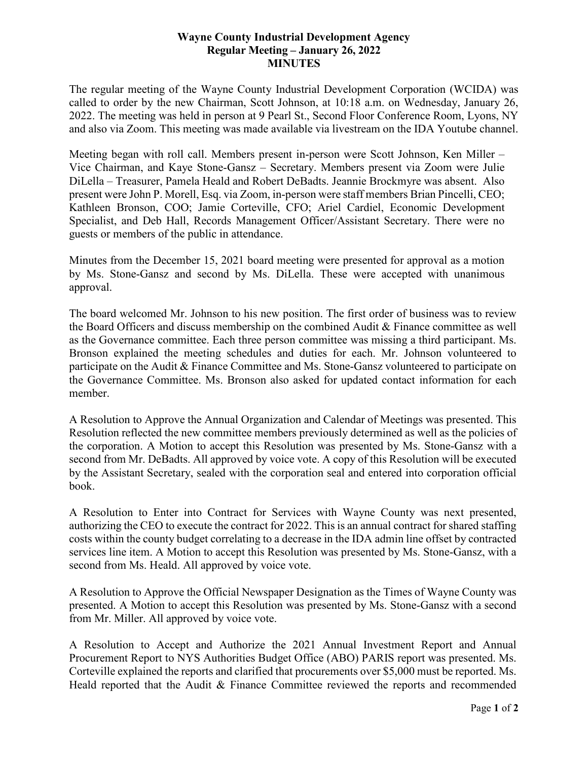# Wayne County Industrial Development Agency
## Regular Meeting – January 26, 2022
## MINUTES

The regular meeting of the Wayne County Industrial Development Corporation (WCIDA) was called to order by the new Chairman, Scott Johnson, at 10:18 a.m. on Wednesday, January 26, 2022. The meeting was held in person at 9 Pearl St., Second Floor Conference Room, Lyons, NY and also via Zoom. This meeting was made available via livestream on the IDA Youtube channel.

Meeting began with roll call. Members present in-person were Scott Johnson, Ken Miller – Vice Chairman, and Kaye Stone-Gansz – Secretary. Members present via Zoom were Julie DiLella – Treasurer, Pamela Heald and Robert DeBadts. Jeannie Brockmyre was absent. Also present were John P. Morell, Esq. via Zoom, in-person were staff members Brian Pincelli, CEO; Kathleen Bronson, COO; Jamie Corteville, CFO; Ariel Cardiel, Economic Development Specialist, and Deb Hall, Records Management Officer/Assistant Secretary. There were no guests or members of the public in attendance.

Minutes from the December 15, 2021 board meeting were presented for approval as a motion by Ms. Stone-Gansz and second by Ms. DiLella. These were accepted with unanimous approval.

The board welcomed Mr. Johnson to his new position. The first order of business was to review the Board Officers and discuss membership on the combined Audit & Finance committee as well as the Governance committee. Each three person committee was missing a third participant. Ms. Bronson explained the meeting schedules and duties for each. Mr. Johnson volunteered to participate on the Audit & Finance Committee and Ms. Stone-Gansz volunteered to participate on the Governance Committee. Ms. Bronson also asked for updated contact information for each member.

A Resolution to Approve the Annual Organization and Calendar of Meetings was presented. This Resolution reflected the new committee members previously determined as well as the policies of the corporation. A Motion to accept this Resolution was presented by Ms. Stone-Gansz with a second from Mr. DeBadts. All approved by voice vote. A copy of this Resolution will be executed by the Assistant Secretary, sealed with the corporation seal and entered into corporation official book.

A Resolution to Enter into Contract for Services with Wayne County was next presented, authorizing the CEO to execute the contract for 2022. This is an annual contract for shared staffing costs within the county budget correlating to a decrease in the IDA admin line offset by contracted services line item. A Motion to accept this Resolution was presented by Ms. Stone-Gansz, with a second from Ms. Heald. All approved by voice vote.

A Resolution to Approve the Official Newspaper Designation as the Times of Wayne County was presented. A Motion to accept this Resolution was presented by Ms. Stone-Gansz with a second from Mr. Miller. All approved by voice vote.

A Resolution to Accept and Authorize the 2021 Annual Investment Report and Annual Procurement Report to NYS Authorities Budget Office (ABO) PARIS report was presented. Ms. Corteville explained the reports and clarified that procurements over $5,000 must be reported. Ms. Heald reported that the Audit & Finance Committee reviewed the reports and recommended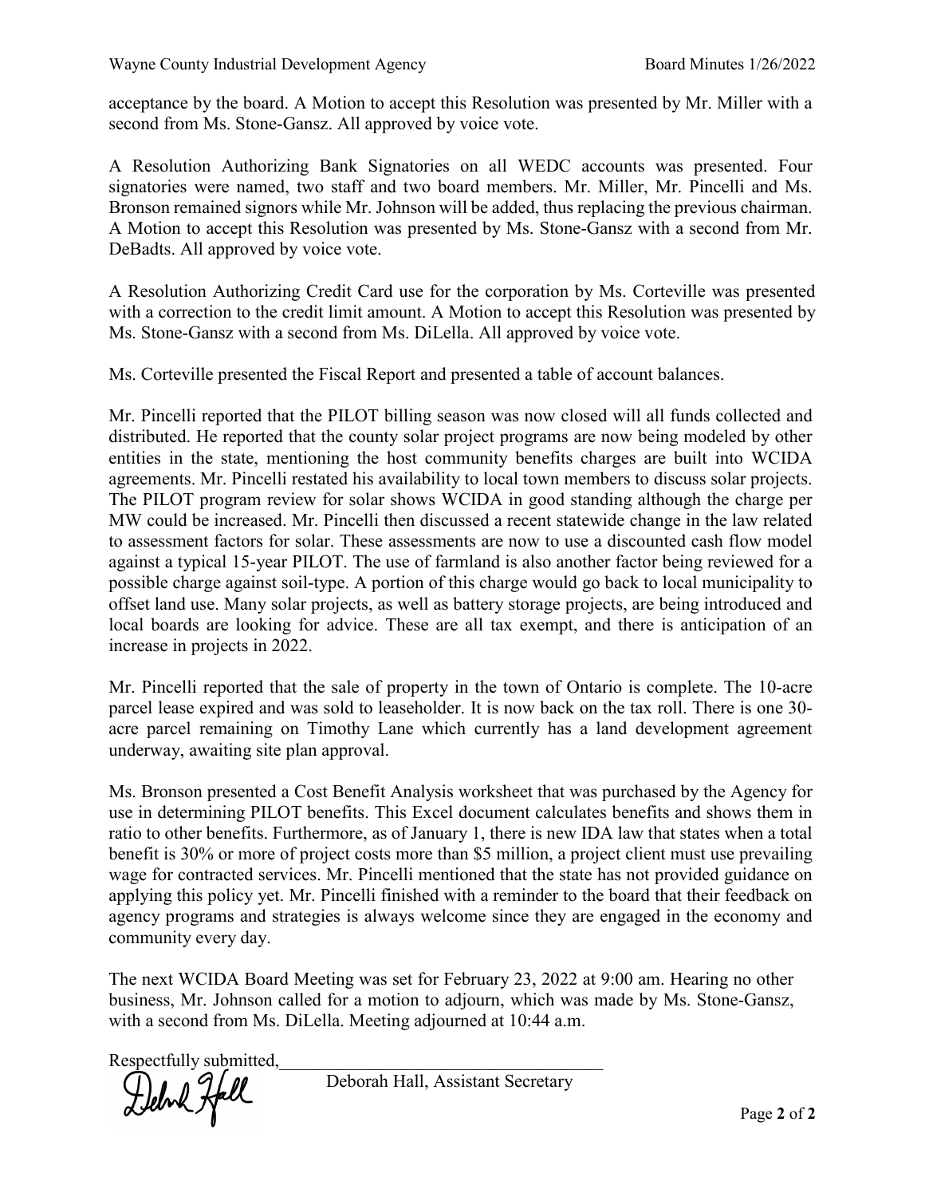acceptance by the board. A Motion to accept this Resolution was presented by Mr. Miller with a second from Ms. Stone-Gansz. All approved by voice vote.

A Resolution Authorizing Bank Signatories on all WEDC accounts was presented. Four signatories were named, two staff and two board members. Mr. Miller, Mr. Pincelli and Ms. Bronson remained signors while Mr. Johnson will be added, thus replacing the previous chairman. A Motion to accept this Resolution was presented by Ms. Stone-Gansz with a second from Mr. DeBadts. All approved by voice vote.

A Resolution Authorizing Credit Card use for the corporation by Ms. Corteville was presented with a correction to the credit limit amount. A Motion to accept this Resolution was presented by Ms. Stone-Gansz with a second from Ms. DiLella. All approved by voice vote.

Ms. Corteville presented the Fiscal Report and presented a table of account balances.

Mr. Pincelli reported that the PILOT billing season was now closed will all funds collected and distributed. He reported that the county solar project programs are now being modeled by other entities in the state, mentioning the host community benefits charges are built into WCIDA agreements. Mr. Pincelli restated his availability to local town members to discuss solar projects. The PILOT program review for solar shows WCIDA in good standing although the charge per MW could be increased. Mr. Pincelli then discussed a recent statewide change in the law related to assessment factors for solar. These assessments are now to use a discounted cash flow model against a typical 15-year PILOT. The use of farmland is also another factor being reviewed for a possible charge against soil-type. A portion of this charge would go back to local municipality to offset land use. Many solar projects, as well as battery storage projects, are being introduced and local boards are looking for advice. These are all tax exempt, and there is anticipation of an increase in projects in 2022.

Mr. Pincelli reported that the sale of property in the town of Ontario is complete. The 10-acre parcel lease expired and was sold to leaseholder. It is now back on the tax roll. There is one 30-acre parcel remaining on Timothy Lane which currently has a land development agreement underway, awaiting site plan approval.

Ms. Bronson presented a Cost Benefit Analysis worksheet that was purchased by the Agency for use in determining PILOT benefits. This Excel document calculates benefits and shows them in ratio to other benefits. Furthermore, as of January 1, there is new IDA law that states when a total benefit is 30% or more of project costs more than $5 million, a project client must use prevailing wage for contracted services. Mr. Pincelli mentioned that the state has not provided guidance on applying this policy yet. Mr. Pincelli finished with a reminder to the board that their feedback on agency programs and strategies is always welcome since they are engaged in the economy and community every day.

The next WCIDA Board Meeting was set for February 23, 2022 at 9:00 am. Hearing no other business, Mr. Johnson called for a motion to adjourn, which was made by Ms. Stone-Gansz, with a second from Ms. DiLella. Meeting adjourned at 10:44 a.m.

Respectfully submitted,\_\_\_\_\_\_\_\_\_\_\_\_\_\_\_\_\_\_\_\_\_\_\_\_\_\_\_\_\_\_\_\_\_\_\_

Deborah Hall, Assistant Secretary